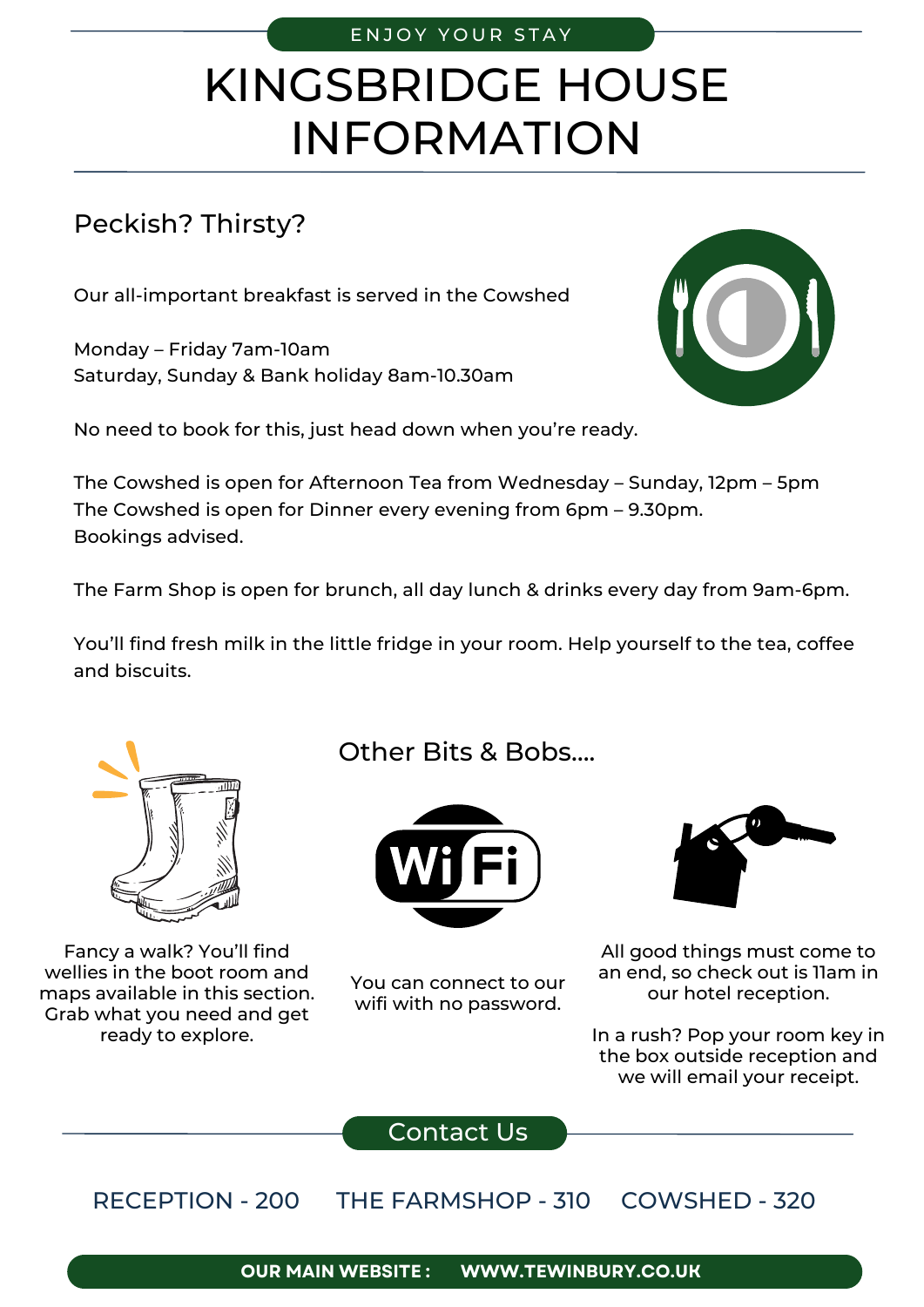ENJOY YOUR STAY

# KINGSBRIDGE HOUSE INFORMATION

## Peckish? Thirsty?

Our all-important breakfast is served in the Cowshed

Monday – Friday 7am-10am
Saturday, Sunday & Bank holiday 8am-10.30am

No need to book for this, just head down when you're ready.

The Cowshed is open for Afternoon Tea from Wednesday – Sunday, 12pm – 5pm
The Cowshed is open for Dinner every evening from 6pm – 9.30pm.
Bookings advised.

The Farm Shop is open for brunch, all day lunch & drinks every day from 9am-6pm.

You'll find fresh milk in the little fridge in your room. Help yourself to the tea, coffee and biscuits.

## Other Bits & Bobs....

Fancy a walk? You'll find wellies in the boot room and maps available in this section. Grab what you need and get ready to explore.

You can connect to our wifi with no password.

All good things must come to an end, so check out is 11am in our hotel reception.

In a rush? Pop your room key in the box outside reception and we will email your receipt.

## Contact Us

RECEPTION - 200     THE FARMSHOP - 310     COWSHED - 320

**OUR MAIN WEBSITE : WWW.TEWINBURY.CO.UK**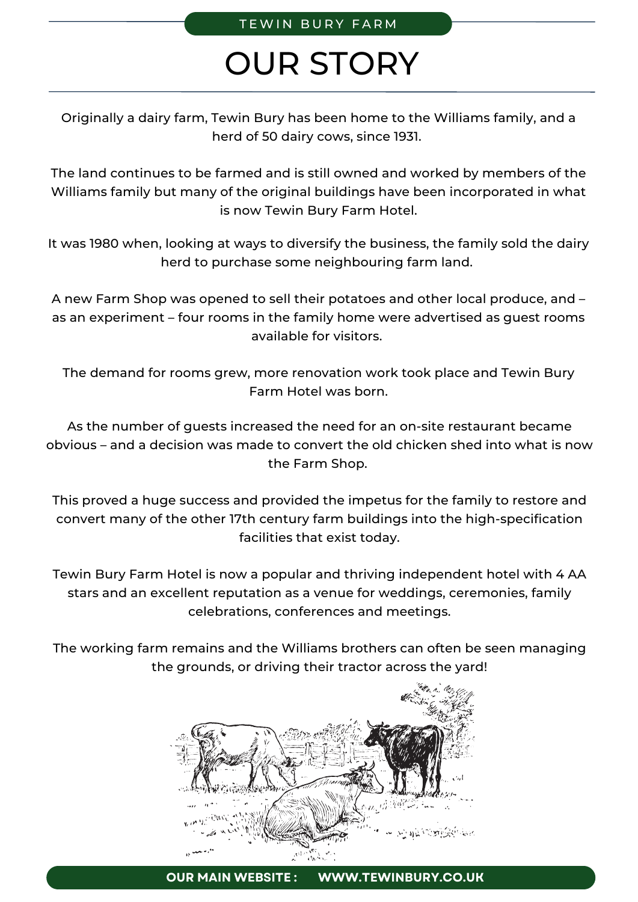TEWIN BURY FARM

# OUR STORY

Originally a dairy farm, Tewin Bury has been home to the Williams family, and a herd of 50 dairy cows, since 1931.

The land continues to be farmed and is still owned and worked by members of the Williams family but many of the original buildings have been incorporated in what is now Tewin Bury Farm Hotel.

It was 1980 when, looking at ways to diversify the business, the family sold the dairy herd to purchase some neighbouring farm land.

A new Farm Shop was opened to sell their potatoes and other local produce, and – as an experiment – four rooms in the family home were advertised as guest rooms available for visitors.

The demand for rooms grew, more renovation work took place and Tewin Bury Farm Hotel was born.

As the number of guests increased the need for an on-site restaurant became obvious – and a decision was made to convert the old chicken shed into what is now the Farm Shop.

This proved a huge success and provided the impetus for the family to restore and convert many of the other 17th century farm buildings into the high-specification facilities that exist today.

Tewin Bury Farm Hotel is now a popular and thriving independent hotel with 4 AA stars and an excellent reputation as a venue for weddings, ceremonies, family celebrations, conferences and meetings.

The working farm remains and the Williams brothers can often be seen managing the grounds, or driving their tractor across the yard!

**OUR MAIN WEBSITE : WWW.TEWINBURY.CO.UK**